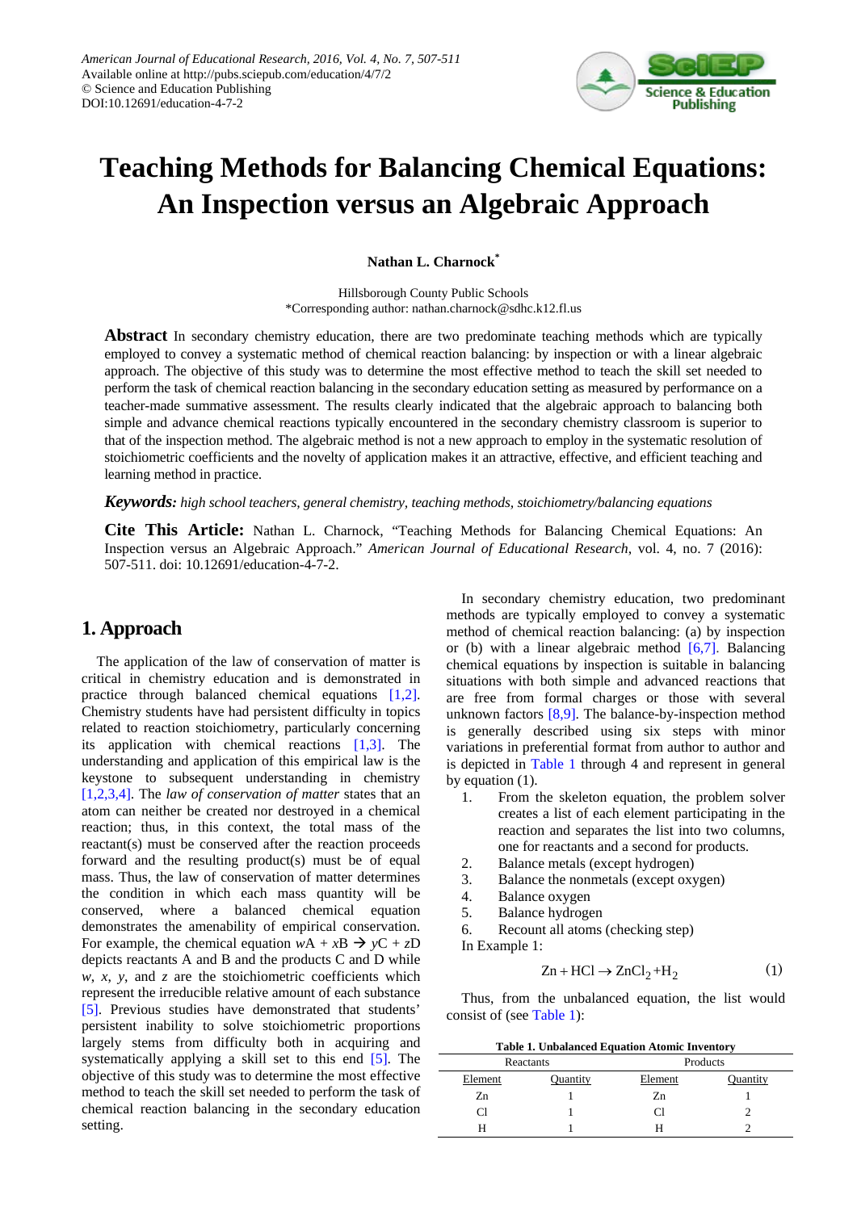American Journal of Educational Research, 2016, Vol. 4, No. 7, 507-511
Available online at http://pubs.sciepub.com/education/4/7/2
© Science and Education Publishing
DOI:10.12691/education-4-7-2

# Teaching Methods for Balancing Chemical Equations: An Inspection versus an Algebraic Approach

**Nathan L. Charnock***

Hillsborough County Public Schools
*Corresponding author: nathan.charnock@sdhc.k12.fl.us

**Abstract** In secondary chemistry education, there are two predominate teaching methods which are typically employed to convey a systematic method of chemical reaction balancing: by inspection or with a linear algebraic approach. The objective of this study was to determine the most effective method to teach the skill set needed to perform the task of chemical reaction balancing in the secondary education setting as measured by performance on a teacher-made summative assessment. The results clearly indicated that the algebraic approach to balancing both simple and advance chemical reactions typically encountered in the secondary chemistry classroom is superior to that of the inspection method. The algebraic method is not a new approach to employ in the systematic resolution of stoichiometric coefficients and the novelty of application makes it an attractive, effective, and efficient teaching and learning method in practice.

***Keywords:*** *high school teachers, general chemistry, teaching methods, stoichiometry/balancing equations*

**Cite This Article:** Nathan L. Charnock, “Teaching Methods for Balancing Chemical Equations: An Inspection versus an Algebraic Approach.” *American Journal of Educational Research*, vol. 4, no. 7 (2016): 507-511. doi: 10.12691/education-4-7-2.

## 1. Approach

The application of the law of conservation of matter is critical in chemistry education and is demonstrated in practice through balanced chemical equations [1,2]. Chemistry students have had persistent difficulty in topics related to reaction stoichiometry, particularly concerning its application with chemical reactions [1,3]. The understanding and application of this empirical law is the keystone to subsequent understanding in chemistry [1,2,3,4]. The *law of conservation of matter* states that an atom can neither be created nor destroyed in a chemical reaction; thus, in this context, the total mass of the reactant(s) must be conserved after the reaction proceeds forward and the resulting product(s) must be of equal mass. Thus, the law of conservation of matter determines the condition in which each mass quantity will be conserved, where a balanced chemical equation demonstrates the amenability of empirical conservation. For example, the chemical equation $wA + xB \rightarrow yC + zD$ depicts reactants A and B and the products C and D while $w$, $x$, $y$, and $z$ are the stoichiometric coefficients which represent the irreducible relative amount of each substance [5]. Previous studies have demonstrated that students' persistent inability to solve stoichiometric proportions largely stems from difficulty both in acquiring and systematically applying a skill set to this end [5]. The objective of this study was to determine the most effective method to teach the skill set needed to perform the task of chemical reaction balancing in the secondary education setting.

In secondary chemistry education, two predominant methods are typically employed to convey a systematic method of chemical reaction balancing: (a) by inspection or (b) with a linear algebraic method [6,7]. Balancing chemical equations by inspection is suitable in balancing situations with both simple and advanced reactions that are free from formal charges or those with several unknown factors [8,9]. The balance-by-inspection method is generally described using six steps with minor variations in preferential format from author to author and is depicted in Table 1 through 4 and represent in general by equation (1).

1. From the skeleton equation, the problem solver creates a list of each element participating in the reaction and separates the list into two columns, one for reactants and a second for products.
2. Balance metals (except hydrogen)
3. Balance the nonmetals (except oxygen)
4. Balance oxygen
5. Balance hydrogen
6. Recount all atoms (checking step)

In Example 1:

$$Zn + HCl \rightarrow ZnCl_2 + H_2 \quad (1)$$

Thus, from the unbalanced equation, the list would consist of (see Table 1):

**Table 1. Unbalanced Equation Atomic Inventory**

| Reactants | | Products | |
|---|---|---|---|
| Element | Quantity | Element | Quantity |
| Zn | 1 | Zn | 1 |
| Cl | 1 | Cl | 2 |
| H | 1 | H | 2 |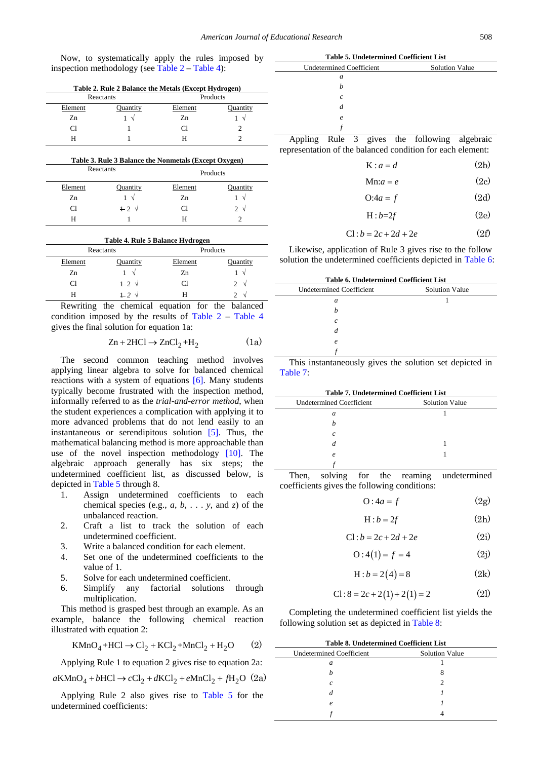Now, to systematically apply the rules imposed by inspection methodology (see Table 2 – Table 4):

**Table 2. Rule 2 Balance the Metals (Except Hydrogen)**

| Reactants | | Products | |
|---|---|---|---|
| Element | Quantity | Element | Quantity |
| Zn | 1 √ | Zn | 1 √ |
| Cl | 1 | Cl | 2 |
| H | 1 | H | 2 |

**Table 3. Rule 3 Balance the Nonmetals (Except Oxygen)**

| Reactants | | Products | |
|---|---|---|---|
| Element | Quantity | Element | Quantity |
| Zn | 1 √ | Zn | 1 √ |
| Cl | ~~1~~ 2 √ | Cl | 2 √ |
| H | 1 | H | 2 |

**Table 4. Rule 5 Balance Hydrogen**

| Reactants | | Products | |
|---|---|---|---|
| Element | Quantity | Element | Quantity |
| Zn | 1 √ | Zn | 1 √ |
| Cl | ~~1~~ 2 √ | Cl | 2 √ |
| H | ~~1~~ *2* √ | H | 2 √ |

Rewriting the chemical equation for the balanced condition imposed by the results of Table 2 – Table 4 gives the final solution for equation 1a:

$$Zn + 2HCl \rightarrow ZnCl_2 + H_2 \qquad (1a)$$

The second common teaching method involves applying linear algebra to solve for balanced chemical reactions with a system of equations [6]. Many students typically become frustrated with the inspection method, informally referred to as the *trial-and-error method*, when the student experiences a complication with applying it to more advanced problems that do not lend easily to an instantaneous or serendipitous solution [5]. Thus, the mathematical balancing method is more approachable than use of the novel inspection methodology [10]. The algebraic approach generally has six steps; the undetermined coefficient list, as discussed below, is depicted in Table 5 through 8.

1. Assign undetermined coefficients to each chemical species (e.g., *a*, *b*, . . . *y*, and *z*) of the unbalanced reaction.
2. Craft a list to track the solution of each undetermined coefficient.
3. Write a balanced condition for each element.
4. Set one of the undetermined coefficients to the value of 1.
5. Solve for each undetermined coefficient.
6. Simplify any factorial solutions through multiplication.

This method is grasped best through an example. As an example, balance the following chemical reaction illustrated with equation 2:

$$KMnO_4 + HCl \rightarrow Cl_2 + KCl_2 + MnCl_2 + H_2O \qquad (2)$$

Applying Rule 1 to equation 2 gives rise to equation 2a:

$$aKMnO_4 + bHCl \rightarrow cCl_2 + dKCl_2 + eMnCl_2 + fH_2O \qquad (2a)$$

Applying Rule 2 also gives rise to Table 5 for the undetermined coefficients:

**Table 5. Undetermined Coefficient List**

| Undetermined Coefficient | Solution Value |
|---|---|
| *a* | |
| *b* | |
| *c* | |
| *d* | |
| *e* | |
| *f* | |

Appling Rule 3 gives the following algebraic representation of the balanced condition for each element:

$$K: a = d \qquad (2b)$$

$$Mn: a = e \qquad (2c)$$

$$O: 4a = f \qquad (2d)$$

$$H: b = 2f \qquad (2e)$$

$$Cl: b = 2c + 2d + 2e \qquad (2f)$$

Likewise, application of Rule 3 gives rise to the follow solution the undetermined coefficients depicted in Table 6:

**Table 6. Undetermined Coefficient List**

| Undetermined Coefficient | Solution Value |
|---|---|
| *a* | 1 |
| *b* | |
| *c* | |
| *d* | |
| *e* | |
| *f* | |

This instantaneously gives the solution set depicted in Table 7:

**Table 7. Undetermined Coefficient List**

| Undetermined Coefficient | Solution Value |
|---|---|
| *a* | 1 |
| *b* | |
| *c* | |
| *d* | 1 |
| *e* | 1 |
| *f* | |

Then, solving for the reaming undetermined coefficients gives the following conditions:

$$O: 4a = f \qquad (2g)$$

$$H: b = 2f \qquad (2h)$$

$$Cl: b = 2c + 2d + 2e \qquad (2i)$$

$$O: 4(1) = f = 4 \qquad (2j)$$

$$H: b = 2(4) = 8 \qquad (2k)$$

$$Cl: 8 = 2c + 2(1) + 2(1) = 2 \qquad (2l)$$

Completing the undetermined coefficient list yields the following solution set as depicted in Table 8:

**Table 8. Undetermined Coefficient List**

| Undetermined Coefficient | Solution Value |
|---|---|
| *a* | 1 |
| *b* | 8 |
| *c* | 2 |
| *d* | *1* |
| *e* | *1* |
| *f* | 4 |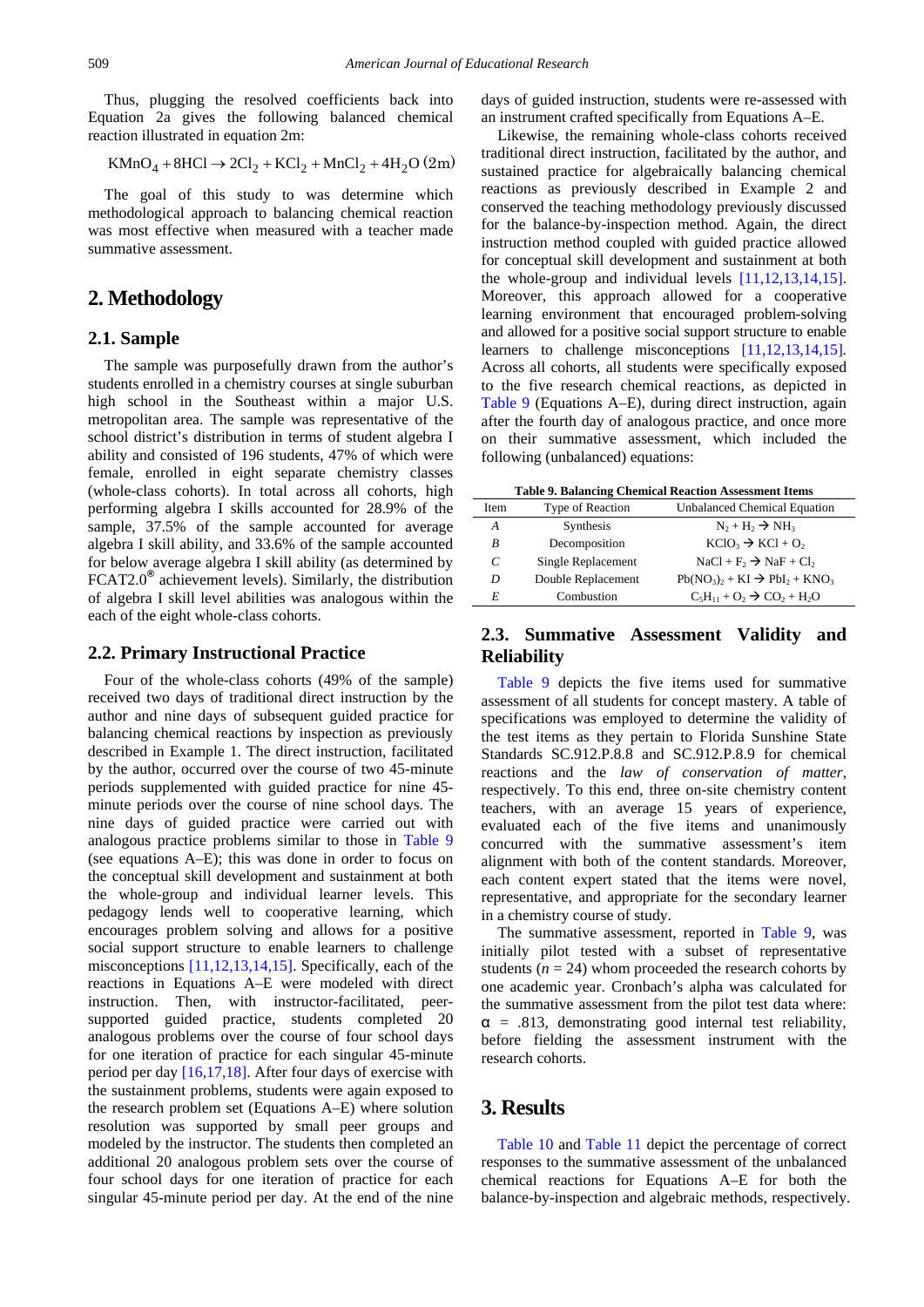Thus, plugging the resolved coefficients back into Equation 2a gives the following balanced chemical reaction illustrated in equation 2m:

$$KMnO_4 + 8HCl \rightarrow 2Cl_2 + KCl_2 + MnCl_2 + 4H_2O \quad (2m)$$

The goal of this study to was determine which methodological approach to balancing chemical reaction was most effective when measured with a teacher made summative assessment.

## 2. Methodology

### 2.1. Sample

The sample was purposefully drawn from the author's students enrolled in a chemistry courses at single suburban high school in the Southeast within a major U.S. metropolitan area. The sample was representative of the school district's distribution in terms of student algebra I ability and consisted of 196 students, 47% of which were female, enrolled in eight separate chemistry classes (whole-class cohorts). In total across all cohorts, high performing algebra I skills accounted for 28.9% of the sample, 37.5% of the sample accounted for average algebra I skill ability, and 33.6% of the sample accounted for below average algebra I skill ability (as determined by FCAT2.0® achievement levels). Similarly, the distribution of algebra I skill level abilities was analogous within the each of the eight whole-class cohorts.

### 2.2. Primary Instructional Practice

Four of the whole-class cohorts (49% of the sample) received two days of traditional direct instruction by the author and nine days of subsequent guided practice for balancing chemical reactions by inspection as previously described in Example 1. The direct instruction, facilitated by the author, occurred over the course of two 45-minute periods supplemented with guided practice for nine 45-minute periods over the course of nine school days. The nine days of guided practice were carried out with analogous practice problems similar to those in Table 9 (see equations A–E); this was done in order to focus on the conceptual skill development and sustainment at both the whole-group and individual learner levels. This pedagogy lends well to cooperative learning, which encourages problem solving and allows for a positive social support structure to enable learners to challenge misconceptions [11,12,13,14,15]. Specifically, each of the reactions in Equations A–E were modeled with direct instruction. Then, with instructor-facilitated, peer-supported guided practice, students completed 20 analogous problems over the course of four school days for one iteration of practice for each singular 45-minute period per day [16,17,18]. After four days of exercise with the sustainment problems, students were again exposed to the research problem set (Equations A–E) where solution resolution was supported by small peer groups and modeled by the instructor. The students then completed an additional 20 analogous problem sets over the course of four school days for one iteration of practice for each singular 45-minute period per day. At the end of the nine days of guided instruction, students were re-assessed with an instrument crafted specifically from Equations A–E.

Likewise, the remaining whole-class cohorts received traditional direct instruction, facilitated by the author, and sustained practice for algebraically balancing chemical reactions as previously described in Example 2 and conserved the teaching methodology previously discussed for the balance-by-inspection method. Again, the direct instruction method coupled with guided practice allowed for conceptual skill development and sustainment at both the whole-group and individual levels [11,12,13,14,15]. Moreover, this approach allowed for a cooperative learning environment that encouraged problem-solving and allowed for a positive social support structure to enable learners to challenge misconceptions [11,12,13,14,15]. Across all cohorts, all students were specifically exposed to the five research chemical reactions, as depicted in Table 9 (Equations A–E), during direct instruction, again after the fourth day of analogous practice, and once more on their summative assessment, which included the following (unbalanced) equations:

**Table 9. Balancing Chemical Reaction Assessment Items**

| Item | Type of Reaction | Unbalanced Chemical Equation |
|---|---|---|
| *A* | Synthesis | $N_2 + H_2 \rightarrow NH_3$ |
| *B* | Decomposition | $KClO_3 \rightarrow KCl + O_2$ |
| *C* | Single Replacement | $NaCl + F_2 \rightarrow NaF + Cl_2$ |
| *D* | Double Replacement | $Pb(NO_3)_2 + KI \rightarrow PbI_2 + KNO_3$ |
| *E* | Combustion | $C_5H_{11} + O_2 \rightarrow CO_2 + H_2O$ |

### 2.3. Summative Assessment Validity and Reliability

Table 9 depicts the five items used for summative assessment of all students for concept mastery. A table of specifications was employed to determine the validity of the test items as they pertain to Florida Sunshine State Standards SC.912.P.8.8 and SC.912.P.8.9 for chemical reactions and the *law of conservation of matter*, respectively. To this end, three on-site chemistry content teachers, with an average 15 years of experience, evaluated each of the five items and unanimously concurred with the summative assessment's item alignment with both of the content standards. Moreover, each content expert stated that the items were novel, representative, and appropriate for the secondary learner in a chemistry course of study.

The summative assessment, reported in Table 9, was initially pilot tested with a subset of representative students ($n = 24$) whom proceeded the research cohorts by one academic year. Cronbach's alpha was calculated for the summative assessment from the pilot test data where: $\alpha = .813$, demonstrating good internal test reliability, before fielding the assessment instrument with the research cohorts.

## 3. Results

Table 10 and Table 11 depict the percentage of correct responses to the summative assessment of the unbalanced chemical reactions for Equations A–E for both the balance-by-inspection and algebraic methods, respectively.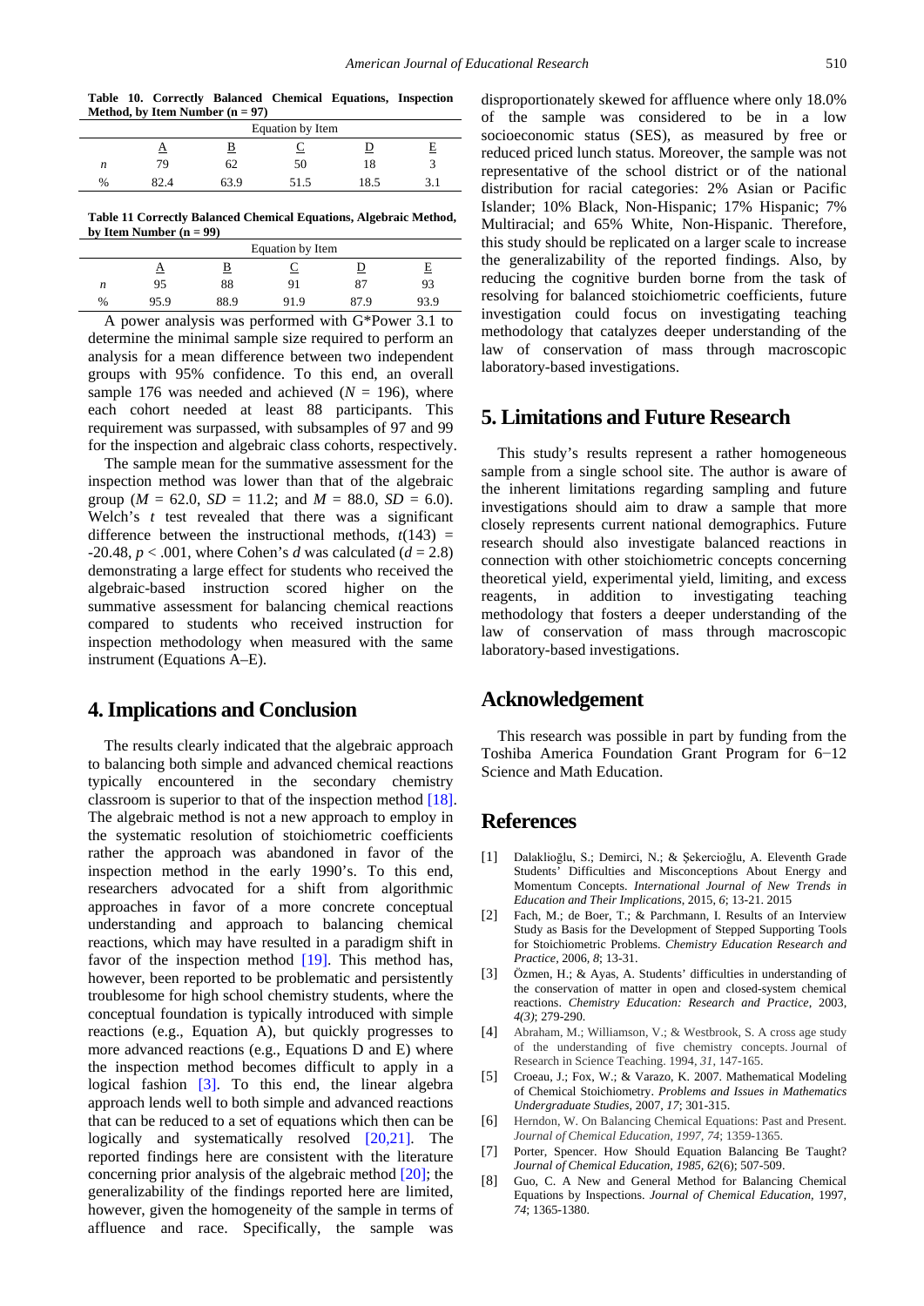**Table 10. Correctly Balanced Chemical Equations, Inspection Method, by Item Number (n = 97)**

| | Equation by Item | | | | |
|---|---|---|---|---|---|
| | A | B | C | D | E |
| *n* | 79 | 62 | 50 | 18 | 3 |
| % | 82.4 | 63.9 | 51.5 | 18.5 | 3.1 |

**Table 11 Correctly Balanced Chemical Equations, Algebraic Method, by Item Number (n = 99)**

| | Equation by Item | | | | |
|---|---|---|---|---|---|
| | A | B | C | D | E |
| *n* | 95 | 88 | 91 | 87 | 93 |
| % | 95.9 | 88.9 | 91.9 | 87.9 | 93.9 |

A power analysis was performed with G*Power 3.1 to determine the minimal sample size required to perform an analysis for a mean difference between two independent groups with 95% confidence. To this end, an overall sample 176 was needed and achieved ($N$ = 196), where each cohort needed at least 88 participants. This requirement was surpassed, with subsamples of 97 and 99 for the inspection and algebraic class cohorts, respectively.

The sample mean for the summative assessment for the inspection method was lower than that of the algebraic group ($M$ = 62.0, $SD$ = 11.2; and $M$ = 88.0, $SD$ = 6.0). Welch's $t$ test revealed that there was a significant difference between the instructional methods, $t(143) = -20.48$, $p < .001$, where Cohen's $d$ was calculated ($d$ = 2.8) demonstrating a large effect for students who received the algebraic-based instruction scored higher on the summative assessment for balancing chemical reactions compared to students who received instruction for inspection methodology when measured with the same instrument (Equations A–E).

## 4. Implications and Conclusion

The results clearly indicated that the algebraic approach to balancing both simple and advanced chemical reactions typically encountered in the secondary chemistry classroom is superior to that of the inspection method [18]. The algebraic method is not a new approach to employ in the systematic resolution of stoichiometric coefficients rather the approach was abandoned in favor of the inspection method in the early 1990's. To this end, researchers advocated for a shift from algorithmic approaches in favor of a more concrete conceptual understanding and approach to balancing chemical reactions, which may have resulted in a paradigm shift in favor of the inspection method [19]. This method has, however, been reported to be problematic and persistently troublesome for high school chemistry students, where the conceptual foundation is typically introduced with simple reactions (e.g., Equation A), but quickly progresses to more advanced reactions (e.g., Equations D and E) where the inspection method becomes difficult to apply in a logical fashion [3]. To this end, the linear algebra approach lends well to both simple and advanced reactions that can be reduced to a set of equations which then can be logically and systematically resolved [20,21]. The reported findings here are consistent with the literature concerning prior analysis of the algebraic method [20]; the generalizability of the findings reported here are limited, however, given the homogeneity of the sample in terms of affluence and race. Specifically, the sample was disproportionately skewed for affluence where only 18.0% of the sample was considered to be in a low socioeconomic status (SES), as measured by free or reduced priced lunch status. Moreover, the sample was not representative of the school district or of the national distribution for racial categories: 2% Asian or Pacific Islander; 10% Black, Non-Hispanic; 17% Hispanic; 7% Multiracial; and 65% White, Non-Hispanic. Therefore, this study should be replicated on a larger scale to increase the generalizability of the reported findings. Also, by reducing the cognitive burden borne from the task of resolving for balanced stoichiometric coefficients, future investigation could focus on investigating teaching methodology that catalyzes deeper understanding of the law of conservation of mass through macroscopic laboratory-based investigations.

## 5. Limitations and Future Research

This study's results represent a rather homogeneous sample from a single school site. The author is aware of the inherent limitations regarding sampling and future investigations should aim to draw a sample that more closely represents current national demographics. Future research should also investigate balanced reactions in connection with other stoichiometric concepts concerning theoretical yield, experimental yield, limiting, and excess reagents, in addition to investigating teaching methodology that fosters a deeper understanding of the law of conservation of mass through macroscopic laboratory-based investigations.

## Acknowledgement

This research was possible in part by funding from the Toshiba America Foundation Grant Program for 6−12 Science and Math Education.

## References

[1] Dalaklioğlu, S.; Demirci, N.; & Şekercioğlu, A. Eleventh Grade Students' Difficulties and Misconceptions About Energy and Momentum Concepts. *International Journal of New Trends in Education and Their Implications*, 2015, *6*; 13-21. 2015

[2] Fach, M.; de Boer, T.; & Parchmann, I. Results of an Interview Study as Basis for the Development of Stepped Supporting Tools for Stoichiometric Problems. *Chemistry Education Research and Practice*, 2006, *8*; 13-31.

[3] Özmen, H.; & Ayas, A. Students' difficulties in understanding of the conservation of matter in open and closed-system chemical reactions. *Chemistry Education: Research and Practice*, 2003, *4(3)*; 279-290.

[4] Abraham, M.; Williamson, V.; & Westbrook, S. A cross age study of the understanding of five chemistry concepts. Journal of Research in Science Teaching. 1994, *31*, 147-165.

[5] Croeau, J.; Fox, W.; & Varazo, K. 2007. Mathematical Modeling of Chemical Stoichiometry. *Problems and Issues in Mathematics Undergraduate Studies*, 2007, *17*; 301-315.

[6] Herndon, W. On Balancing Chemical Equations: Past and Present. *Journal of Chemical Education, 1997, 74*; 1359-1365.

[7] Porter, Spencer. How Should Equation Balancing Be Taught? *Journal of Chemical Education, 1985, 62*(6); 507-509.

[8] Guo, C. A New and General Method for Balancing Chemical Equations by Inspections. *Journal of Chemical Education,* 1997, *74*; 1365-1380.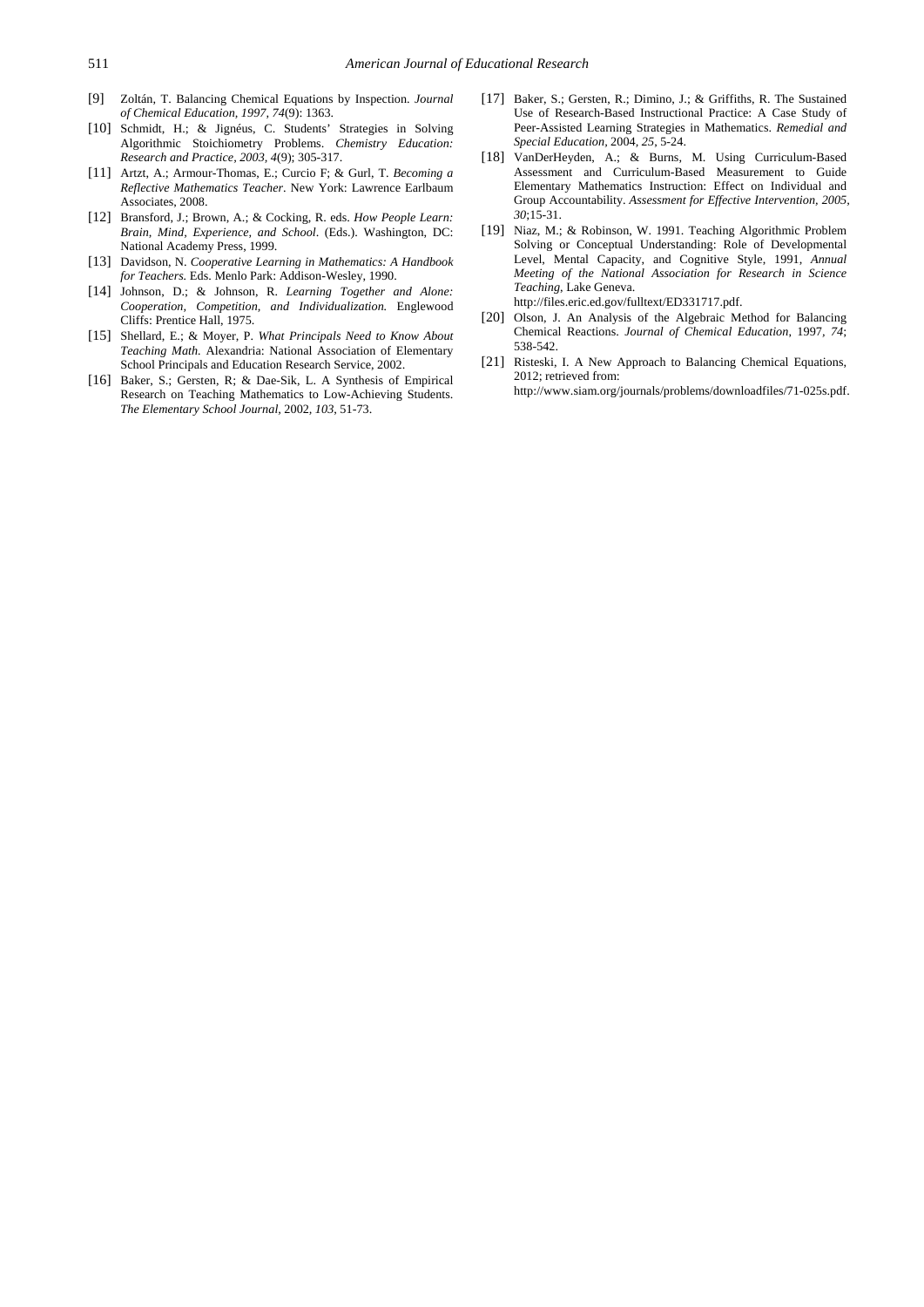[9] Zoltán, T. Balancing Chemical Equations by Inspection. *Journal of Chemical Education, 1997, 74*(9): 1363.

[10] Schmidt, H.; & Jignéus, C. Students' Strategies in Solving Algorithmic Stoichiometry Problems. *Chemistry Education: Research and Practice, 2003, 4*(9); 305-317.

[11] Artzt, A.; Armour-Thomas, E.; Curcio F; & Gurl, T. *Becoming a Reflective Mathematics Teacher*. New York: Lawrence Earlbaum Associates, 2008.

[12] Bransford, J.; Brown, A.; & Cocking, R. eds. *How People Learn: Brain, Mind, Experience, and School*. (Eds.). Washington, DC: National Academy Press, 1999.

[13] Davidson, N. *Cooperative Learning in Mathematics: A Handbook for Teachers.* Eds. Menlo Park: Addison-Wesley, 1990.

[14] Johnson, D.; & Johnson, R. *Learning Together and Alone: Cooperation, Competition, and Individualization.* Englewood Cliffs: Prentice Hall, 1975.

[15] Shellard, E.; & Moyer, P. *What Principals Need to Know About Teaching Math.* Alexandria: National Association of Elementary School Principals and Education Research Service, 2002.

[16] Baker, S.; Gersten, R; & Dae-Sik, L. A Synthesis of Empirical Research on Teaching Mathematics to Low-Achieving Students. *The Elementary School Journal*, 2002, *103*, 51-73.

[17] Baker, S.; Gersten, R.; Dimino, J.; & Griffiths, R. The Sustained Use of Research-Based Instructional Practice: A Case Study of Peer-Assisted Learning Strategies in Mathematics. *Remedial and Special Education*, 2004, *25*, 5-24.

[18] VanDerHeyden, A.; & Burns, M. Using Curriculum-Based Assessment and Curriculum-Based Measurement to Guide Elementary Mathematics Instruction: Effect on Individual and Group Accountability. *Assessment for Effective Intervention, 2005, 30*;15-31.

[19] Niaz, M.; & Robinson, W. 1991. Teaching Algorithmic Problem Solving or Conceptual Understanding: Role of Developmental Level, Mental Capacity, and Cognitive Style, 1991, *Annual Meeting of the National Association for Research in Science Teaching*, Lake Geneva. http://files.eric.ed.gov/fulltext/ED331717.pdf.

[20] Olson, J. An Analysis of the Algebraic Method for Balancing Chemical Reactions. *Journal of Chemical Education*, 1997, *74*; 538-542.

[21] Risteski, I. A New Approach to Balancing Chemical Equations, 2012; retrieved from: http://www.siam.org/journals/problems/downloadfiles/71-025s.pdf.